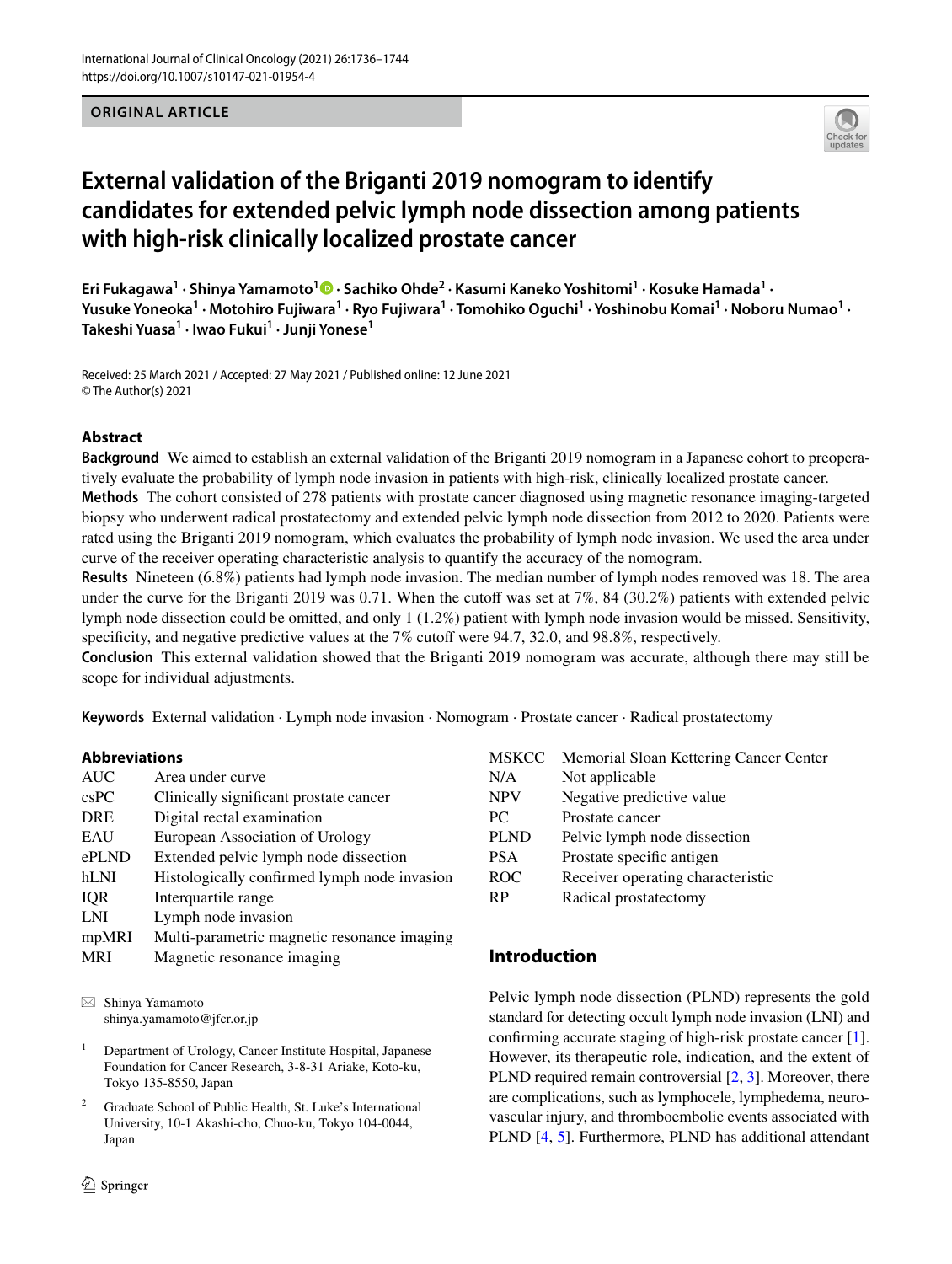ORIGINAL ARTICLE

# External validation of the Briganti 2019 nomogram to identify candidates for extended pelvic lymph node dissection among patients with high-risk clinically localized prostate cancer

**Eri Fukagawa[1] · Shinya Yamamoto[1] · Sachiko Ohde[2] · Kasumi Kaneko Yoshitomi[1] · Kosuke Hamada[1] · Yusuke Yoneoka[1] · Motohiro Fujiwara[1] · Ryo Fujiwara[1] · Tomohiko Oguchi[1] · Yoshinobu Komai[1] · Noboru Numao[1] · Takeshi Yuasa[1] · Iwao Fukui[1] · Junji Yonese[1]**

Received: 25 March 2021 / Accepted: 27 May 2021 / Published online: 12 June 2021
© The Author(s) 2021

## Abstract

**Background** We aimed to establish an external validation of the Briganti 2019 nomogram in a Japanese cohort to preoperatively evaluate the probability of lymph node invasion in patients with high-risk, clinically localized prostate cancer.

**Methods** The cohort consisted of 278 patients with prostate cancer diagnosed using magnetic resonance imaging-targeted biopsy who underwent radical prostatectomy and extended pelvic lymph node dissection from 2012 to 2020. Patients were rated using the Briganti 2019 nomogram, which evaluates the probability of lymph node invasion. We used the area under curve of the receiver operating characteristic analysis to quantify the accuracy of the nomogram.

**Results** Nineteen (6.8%) patients had lymph node invasion. The median number of lymph nodes removed was 18. The area under the curve for the Briganti 2019 was 0.71. When the cutoff was set at 7%, 84 (30.2%) patients with extended pelvic lymph node dissection could be omitted, and only 1 (1.2%) patient with lymph node invasion would be missed. Sensitivity, specificity, and negative predictive values at the 7% cutoff were 94.7, 32.0, and 98.8%, respectively.

**Conclusion** This external validation showed that the Briganti 2019 nomogram was accurate, although there may still be scope for individual adjustments.

**Keywords** External validation · Lymph node invasion · Nomogram · Prostate cancer · Radical prostatectomy

### Abbreviations

| | |
|---|---|
| AUC | Area under curve |
| csPC | Clinically significant prostate cancer |
| DRE | Digital rectal examination |
| EAU | European Association of Urology |
| ePLND | Extended pelvic lymph node dissection |
| hLNI | Histologically confirmed lymph node invasion |
| IQR | Interquartile range |
| LNI | Lymph node invasion |
| mpMRI | Multi-parametric magnetic resonance imaging |
| MRI | Magnetic resonance imaging |
| MSKCC | Memorial Sloan Kettering Cancer Center |
| N/A | Not applicable |
| NPV | Negative predictive value |
| PC | Prostate cancer |
| PLND | Pelvic lymph node dissection |
| PSA | Prostate specific antigen |
| ROC | Receiver operating characteristic |
| RP | Radical prostatectomy |

✉ Shinya Yamamoto
shinya.yamamoto@jfcr.or.jp

[1] Department of Urology, Cancer Institute Hospital, Japanese Foundation for Cancer Research, 3-8-31 Ariake, Koto-ku, Tokyo 135-8550, Japan

[2] Graduate School of Public Health, St. Luke's International University, 10-1 Akashi-cho, Chuo-ku, Tokyo 104-0044, Japan

## Introduction

Pelvic lymph node dissection (PLND) represents the gold standard for detecting occult lymph node invasion (LNI) and confirming accurate staging of high-risk prostate cancer [1]. However, its therapeutic role, indication, and the extent of PLND required remain controversial [2, 3]. Moreover, there are complications, such as lymphocele, lymphedema, neurovascular injury, and thromboembolic events associated with PLND [4, 5]. Furthermore, PLND has additional attendant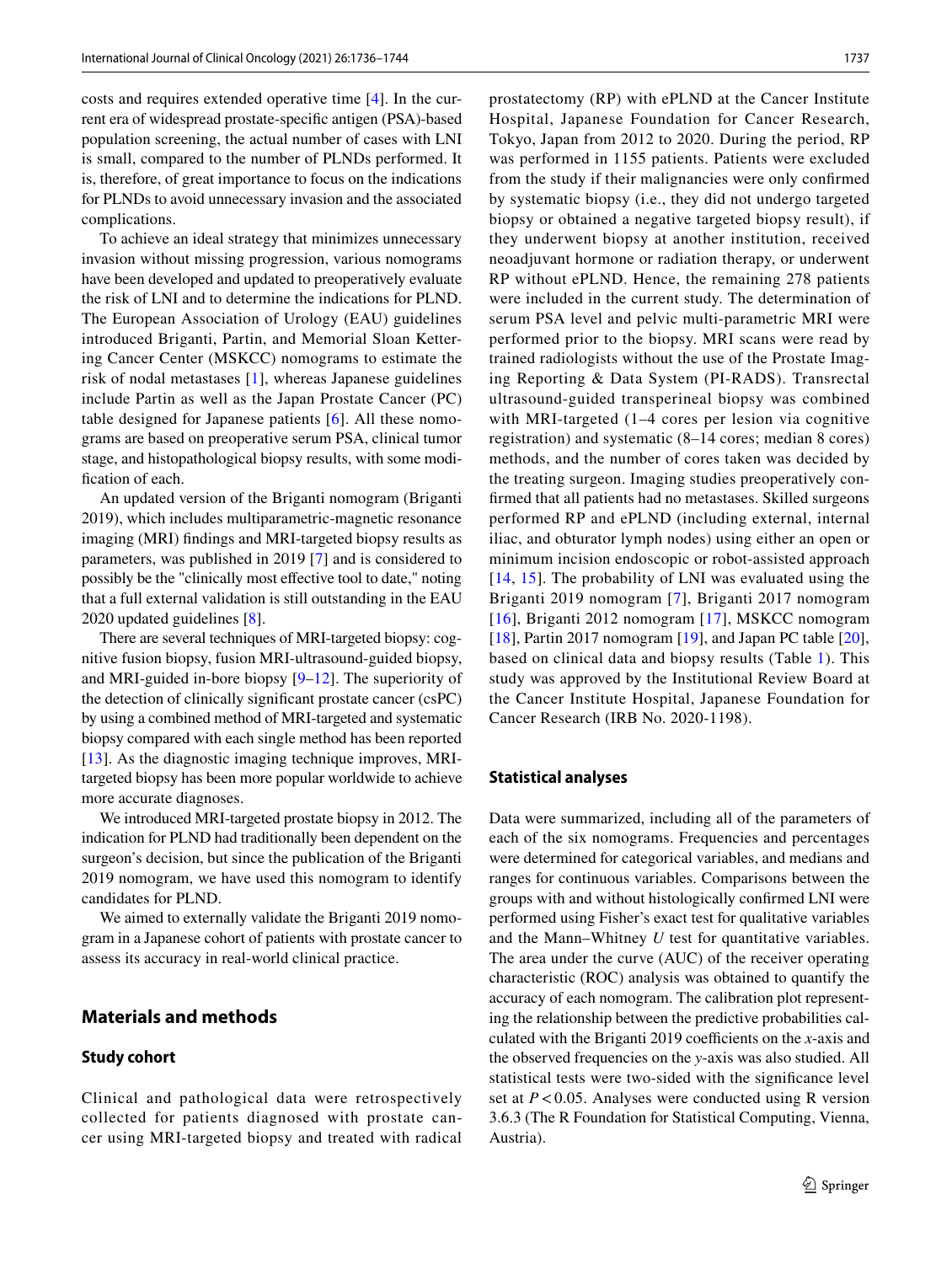costs and requires extended operative time [4]. In the current era of widespread prostate-specific antigen (PSA)-based population screening, the actual number of cases with LNI is small, compared to the number of PLNDs performed. It is, therefore, of great importance to focus on the indications for PLNDs to avoid unnecessary invasion and the associated complications.

To achieve an ideal strategy that minimizes unnecessary invasion without missing progression, various nomograms have been developed and updated to preoperatively evaluate the risk of LNI and to determine the indications for PLND. The European Association of Urology (EAU) guidelines introduced Briganti, Partin, and Memorial Sloan Kettering Cancer Center (MSKCC) nomograms to estimate the risk of nodal metastases [1], whereas Japanese guidelines include Partin as well as the Japan Prostate Cancer (PC) table designed for Japanese patients [6]. All these nomograms are based on preoperative serum PSA, clinical tumor stage, and histopathological biopsy results, with some modification of each.

An updated version of the Briganti nomogram (Briganti 2019), which includes multiparametric-magnetic resonance imaging (MRI) findings and MRI-targeted biopsy results as parameters, was published in 2019 [7] and is considered to possibly be the "clinically most effective tool to date," noting that a full external validation is still outstanding in the EAU 2020 updated guidelines [8].

There are several techniques of MRI-targeted biopsy: cognitive fusion biopsy, fusion MRI-ultrasound-guided biopsy, and MRI-guided in-bore biopsy [9–12]. The superiority of the detection of clinically significant prostate cancer (csPC) by using a combined method of MRI-targeted and systematic biopsy compared with each single method has been reported [13]. As the diagnostic imaging technique improves, MRI-targeted biopsy has been more popular worldwide to achieve more accurate diagnoses.

We introduced MRI-targeted prostate biopsy in 2012. The indication for PLND had traditionally been dependent on the surgeon's decision, but since the publication of the Briganti 2019 nomogram, we have used this nomogram to identify candidates for PLND.

We aimed to externally validate the Briganti 2019 nomogram in a Japanese cohort of patients with prostate cancer to assess its accuracy in real-world clinical practice.

## Materials and methods

### Study cohort

Clinical and pathological data were retrospectively collected for patients diagnosed with prostate cancer using MRI-targeted biopsy and treated with radical prostatectomy (RP) with ePLND at the Cancer Institute Hospital, Japanese Foundation for Cancer Research, Tokyo, Japan from 2012 to 2020. During the period, RP was performed in 1155 patients. Patients were excluded from the study if their malignancies were only confirmed by systematic biopsy (i.e., they did not undergo targeted biopsy or obtained a negative targeted biopsy result), if they underwent biopsy at another institution, received neoadjuvant hormone or radiation therapy, or underwent RP without ePLND. Hence, the remaining 278 patients were included in the current study. The determination of serum PSA level and pelvic multi-parametric MRI were performed prior to the biopsy. MRI scans were read by trained radiologists without the use of the Prostate Imaging Reporting & Data System (PI-RADS). Transrectal ultrasound-guided transperineal biopsy was combined with MRI-targeted (1–4 cores per lesion via cognitive registration) and systematic (8–14 cores; median 8 cores) methods, and the number of cores taken was decided by the treating surgeon. Imaging studies preoperatively confirmed that all patients had no metastases. Skilled surgeons performed RP and ePLND (including external, internal iliac, and obturator lymph nodes) using either an open or minimum incision endoscopic or robot-assisted approach [14, 15]. The probability of LNI was evaluated using the Briganti 2019 nomogram [7], Briganti 2017 nomogram [16], Briganti 2012 nomogram [17], MSKCC nomogram [18], Partin 2017 nomogram [19], and Japan PC table [20], based on clinical data and biopsy results (Table 1). This study was approved by the Institutional Review Board at the Cancer Institute Hospital, Japanese Foundation for Cancer Research (IRB No. 2020-1198).

### Statistical analyses

Data were summarized, including all of the parameters of each of the six nomograms. Frequencies and percentages were determined for categorical variables, and medians and ranges for continuous variables. Comparisons between the groups with and without histologically confirmed LNI were performed using Fisher's exact test for qualitative variables and the Mann–Whitney *U* test for quantitative variables. The area under the curve (AUC) of the receiver operating characteristic (ROC) analysis was obtained to quantify the accuracy of each nomogram. The calibration plot representing the relationship between the predictive probabilities calculated with the Briganti 2019 coefficients on the *x*-axis and the observed frequencies on the *y*-axis was also studied. All statistical tests were two-sided with the significance level set at $P < 0.05$. Analyses were conducted using R version 3.6.3 (The R Foundation for Statistical Computing, Vienna, Austria).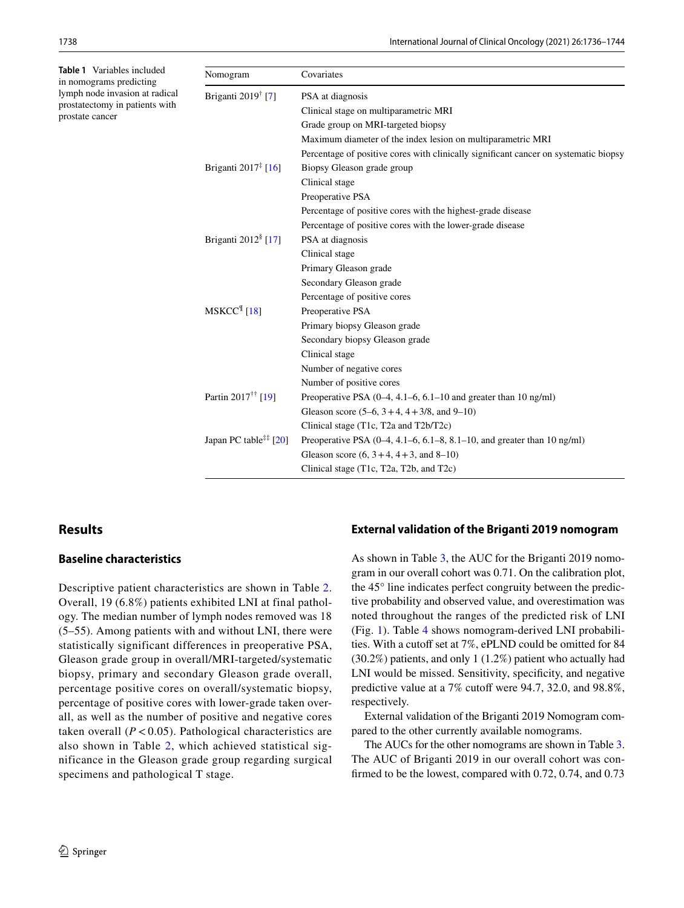**Table 1** Variables included in nomograms predicting lymph node invasion at radical prostatectomy in patients with prostate cancer

| Nomogram | Covariates |
|---|---|
| Briganti 2019[†] [7] | PSA at diagnosis |
| | Clinical stage on multiparametric MRI |
| | Grade group on MRI-targeted biopsy |
| | Maximum diameter of the index lesion on multiparametric MRI |
| | Percentage of positive cores with clinically significant cancer on systematic biopsy |
| Briganti 2017[‡] [16] | Biopsy Gleason grade group |
| | Clinical stage |
| | Preoperative PSA |
| | Percentage of positive cores with the highest-grade disease |
| | Percentage of positive cores with the lower-grade disease |
| Briganti 2012[§] [17] | PSA at diagnosis |
| | Clinical stage |
| | Primary Gleason grade |
| | Secondary Gleason grade |
| | Percentage of positive cores |
| MSKCC[¶] [18] | Preoperative PSA |
| | Primary biopsy Gleason grade |
| | Secondary biopsy Gleason grade |
| | Clinical stage |
| | Number of negative cores |
| | Number of positive cores |
| Partin 2017[††] [19] | Preoperative PSA (0–4, 4.1–6, 6.1–10 and greater than 10 ng/ml) |
| | Gleason score (5–6, 3 + 4, 4 + 3/8, and 9–10) |
| | Clinical stage (T1c, T2a and T2b/T2c) |
| Japan PC table[‡‡] [20] | Preoperative PSA (0–4, 4.1–6, 6.1–8, 8.1–10, and greater than 10 ng/ml) |
| | Gleason score (6, 3 + 4, 4 + 3, and 8–10) |
| | Clinical stage (T1c, T2a, T2b, and T2c) |

## Results

### Baseline characteristics

Descriptive patient characteristics are shown in Table 2. Overall, 19 (6.8%) patients exhibited LNI at final pathology. The median number of lymph nodes removed was 18 (5–55). Among patients with and without LNI, there were statistically significant differences in preoperative PSA, Gleason grade group in overall/MRI-targeted/systematic biopsy, primary and secondary Gleason grade overall, percentage positive cores on overall/systematic biopsy, percentage of positive cores with lower-grade taken overall, as well as the number of positive and negative cores taken overall ($P < 0.05$). Pathological characteristics are also shown in Table 2, which achieved statistical significance in the Gleason grade group regarding surgical specimens and pathological T stage.

### External validation of the Briganti 2019 nomogram

As shown in Table 3, the AUC for the Briganti 2019 nomogram in our overall cohort was 0.71. On the calibration plot, the 45° line indicates perfect congruity between the predictive probability and observed value, and overestimation was noted throughout the ranges of the predicted risk of LNI (Fig. 1). Table 4 shows nomogram-derived LNI probabilities. With a cutoff set at 7%, ePLND could be omitted for 84 (30.2%) patients, and only 1 (1.2%) patient who actually had LNI would be missed. Sensitivity, specificity, and negative predictive value at a 7% cutoff were 94.7, 32.0, and 98.8%, respectively.

External validation of the Briganti 2019 Nomogram compared to the other currently available nomograms.

The AUCs for the other nomograms are shown in Table 3. The AUC of Briganti 2019 in our overall cohort was confirmed to be the lowest, compared with 0.72, 0.74, and 0.73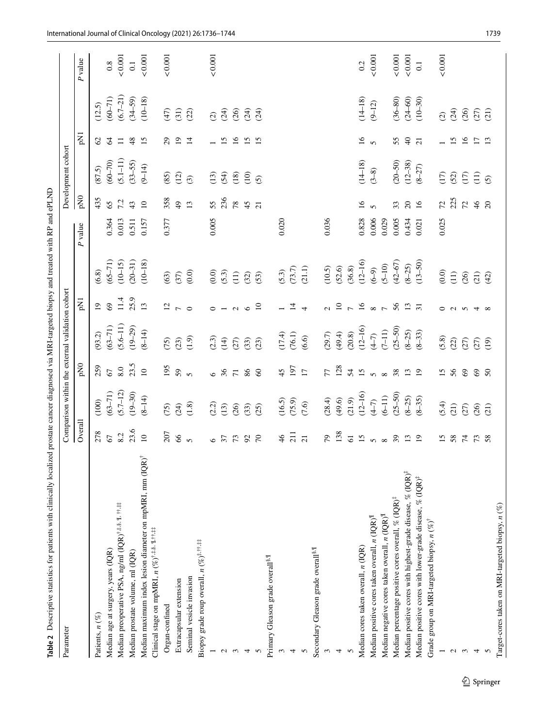**Table 2** Descriptive statistics for patients with clinically localized prostate cancer diagnosed via MRI-targeted biopsy and treated with RP and ePLND

| Parameter | Comparison within the external validation cohort | | | | | | | Development cohort | | | | |
|---|---|---|---|---|---|---|---|---|---|---|---|---|
| | Overall | | pN0 | | pN1 | | P value | pN0 | | pN1 | | P value |
| Patients, n (%) | 278 | (100) | 259 | (93.2) | 19 | (6.8) | | 435 | (87.5) | 62 | (12.5) | |
| Median age at surgery, years (IQR) | 67 | (63–71) | 67 | (63–71) | 69 | (65–71) | 0.364 | 65 | (60–70) | 64 | (60–71) | 0.8 |
| Median preoperative PSA, ng/ml (IQR)[†,‡,§,¶,††,‡‡] | 8.2 | (5.7–12) | 8.0 | (5.6–11) | 11.4 | (10–15) | 0.013 | 7.2 | (5.1–11) | 11 | (6.7–21) | <0.001 |
| Median prostate volume, ml (IQR) | 23.6 | (19–30) | 23.5 | (19–29) | 25.9 | (20–31) | 0.511 | 43 | (33–55) | 48 | (34–59) | 0.1 |
| Median maximum index lesion diameter on mpMRI, mm (IQR)[†] | 10 | (8–14) | 10 | (8–14) | 13 | (10–18) | 0.157 | 10 | (9–14) | 15 | (10–18) | <0.001 |
| Clinical stage on mpMRI, n (%)[†,‡,§,¶,††,‡‡] | | | | | | | | | | | | |
| Organ-confined | 207 | (75) | 195 | (75) | 12 | (63) | 0.377 | 358 | (85) | 29 | (47) | <0.001 |
| Extracapsular extension | 66 | (24) | 59 | (23) | 7 | (37) | | 49 | (12) | 19 | (31) | |
| Seminal vesicle invasion | 5 | (1.8) | 5 | (1.9) | 0 | (0.0) | | 13 | (3) | 14 | (22) | |
| Biopsy grade roup overall, n (%)[‡,††,‡‡] | | | | | | | | | | | | |
| 1 | 6 | (2.2) | 6 | (2.3) | 0 | (0.0) | 0.005 | 55 | (13) | 1 | (2) | <0.001 |
| 2 | 37 | (13) | 36 | (14) | 1 | (5.3) | | 236 | (54) | 15 | (24) | |
| 3 | 73 | (26) | 71 | (27) | 2 | (11) | | 78 | (18) | 16 | (26) | |
| 4 | 92 | (33) | 86 | (33) | 6 | (32) | | 45 | (10) | 15 | (24) | |
| 5 | 70 | (25) | 60 | (23) | 10 | (53) | | 21 | (5) | 15 | (24) | |
| Primary Gleason grade overall[§,¶] | | | | | | | | | | | | |
| 3 | 46 | (16.5) | 45 | (17.4) | 1 | (5.3) | 0.020 | | | | | |
| 4 | 211 | (75.9) | 197 | (76.1) | 14 | (73.7) | | | | | | |
| 5 | 21 | (7.6) | 17 | (6.6) | 4 | (21.1) | | | | | | |
| Secondary Gleason grade overall[§,¶] | | | | | | | | | | | | |
| 3 | 79 | (28.4) | 77 | (29.7) | 2 | (10.5) | 0.036 | | | | | |
| 4 | 138 | (49.6) | 128 | (49.4) | 10 | (52.6) | | | | | | |
| 5 | 61 | (21.9) | 54 | (20.8) | 7 | (36.8) | | | | | | |
| Median cores taken overall, n (IQR) | 15 | (12–16) | 15 | (12–16) | 16 | (12–16) | 0.828 | 16 | (14–18) | 16 | (14–18) | 0.2 |
| Median positive cores taken overall, n (IQR)[¶] | 5 | (4–7) | 5 | (4–7) | 8 | (6–9) | 0.006 | 5 | (3–8) | 5 | (9–12) | <0.001 |
| Median negative cores taken overall, n (IQR)[¶] | 8 | (6–11) | 8 | (7–11) | 7 | (5–10) | 0.029 | | | | | |
| Median percentage positive cores overall, % (IQR)[‡] | 39 | (25–50) | 38 | (25–50) | 56 | (42–67) | 0.005 | 33 | (20–50) | 55 | (36–80) | <0.001 |
| Median positive cores with highest-grade disease, % (IQR)[‡] | 13 | (8–25) | 13 | (8–25) | 13 | (8–25) | 0.434 | 20 | (12–38) | 40 | (24–60) | <0.001 |
| Median positive cores with lower-grade disease, % (IQR)[‡] | 19 | (8–35) | 19 | (8–33) | 31 | (13–50) | 0.021 | 16 | (8–27) | 21 | (10–30) | 0.1 |
| Grade group on MRI-targeted biopsy, n (%)[†] | | | | | | | | | | | | |
| 1 | 15 | (5.4) | 15 | (5.8) | 0 | (0.0) | 0.025 | 72 | (17) | 1 | (2) | <0.001 |
| 2 | 58 | (21) | 56 | (22) | 2 | (11) | | 225 | (52) | 15 | (24) | |
| 3 | 74 | (27) | 69 | (27) | 5 | (26) | | 72 | (17) | 16 | (26) | |
| 4 | 73 | (26) | 69 | (27) | 4 | (21) | | 46 | (11) | 17 | (27) | |
| 5 | 58 | (21) | 50 | (19) | 8 | (42) | | 20 | (5) | 13 | (21) | |
| Target-cores taken on MRI-targeted biopsy, n (%) | | | | | | | | | | | | |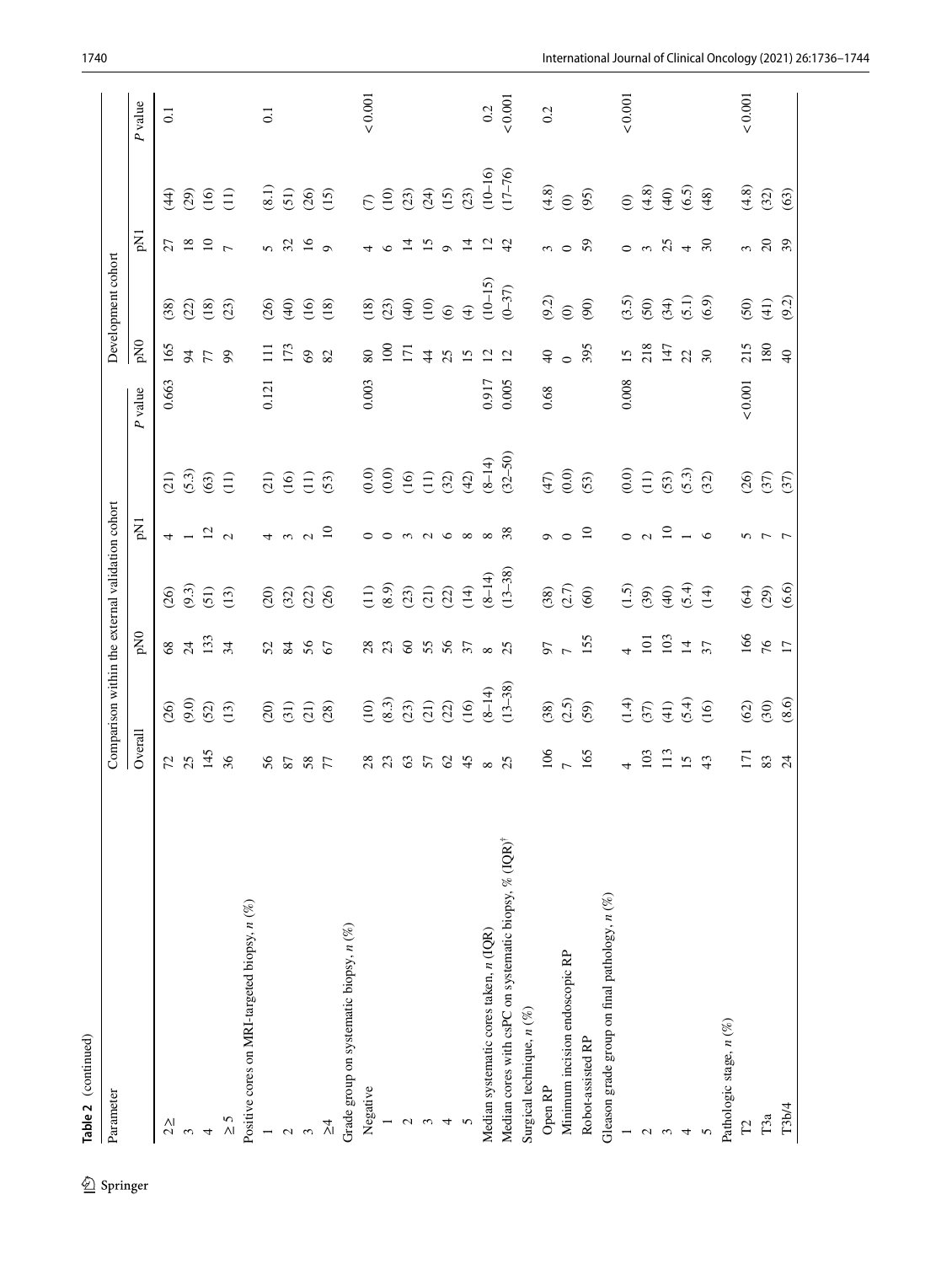**Table 2** (continued)

| Parameter | Comparison within the external validation cohort | | | | | | | Development cohort | | | | |
|---|---|---|---|---|---|---|---|---|---|---|---|---|
| | Overall | | pN0 | | pN1 | | *P* value | pN0 | | pN1 | | *P* value |
| 2≥ | 72 | (26) | 68 | (26) | 4 | (21) | 0.663 | 165 | (38) | 27 | (44) | 0.1 |
| 3 | 25 | (9.0) | 24 | (9.3) | 1 | (5.3) | | 94 | (22) | 18 | (29) | |
| 4 | 145 | (52) | 133 | (51) | 12 | (63) | | 77 | (18) | 10 | (16) | |
| ≥ 5 | 36 | (13) | 34 | (13) | 2 | (11) | | 99 | (23) | 7 | (11) | |
| Positive cores on MRI-targeted biopsy, *n* (%) | | | | | | | | | | | | |
| 1 | 56 | (20) | 52 | (20) | 4 | (21) | 0.121 | 111 | (26) | 5 | (8.1) | 0.1 |
| 2 | 87 | (31) | 84 | (32) | 3 | (16) | | 173 | (40) | 32 | (51) | |
| 3 | 58 | (21) | 56 | (22) | 2 | (11) | | 69 | (16) | 16 | (26) | |
| ≥4 | 77 | (28) | 67 | (26) | 10 | (53) | | 82 | (18) | 9 | (15) | |
| Grade group on systematic biopsy, *n* (%) | | | | | | | | | | | | |
| Negative | 28 | (10) | 28 | (11) | 0 | (0.0) | 0.003 | 80 | (18) | 4 | (7) | < 0.001 |
| 1 | 23 | (8.3) | 23 | (8.9) | 0 | (0.0) | | 100 | (23) | 6 | (10) | |
| 2 | 63 | (23) | 60 | (23) | 3 | (16) | | 171 | (40) | 14 | (23) | |
| 3 | 57 | (21) | 55 | (21) | 2 | (11) | | 44 | (10) | 15 | (24) | |
| 4 | 62 | (22) | 56 | (22) | 6 | (32) | | 25 | (6) | 9 | (15) | |
| 5 | 45 | (16) | 37 | (14) | 8 | (42) | | 15 | (4) | 14 | (23) | |
| Median systematic cores taken, *n* (IQR) | 8 | (8–14) | 8 | (8–14) | 8 | (8–14) | 0.917 | 12 | (10–15) | 12 | (10–16) | 0.2 |
| Median cores with csPC on systematic biopsy, % (IQR)[†] | 25 | (13–38) | 25 | (13–38) | 38 | (32–50) | 0.005 | 12 | (0–37) | 42 | (17–76) | < 0.001 |
| Surgical technique, *n* (%) | | | | | | | | | | | | |
| Open RP | 106 | (38) | 97 | (38) | 9 | (47) | 0.68 | 40 | (9.2) | 3 | (4.8) | 0.2 |
| Minimum incision endoscopic RP | 7 | (2.5) | 7 | (2.7) | 0 | (0.0) | | 0 | (0) | 0 | (0) | |
| Robot-assisted RP | 165 | (59) | 155 | (60) | 10 | (53) | | 395 | (90) | 59 | (95) | |
| Gleason grade group on final pathology, *n* (%) | | | | | | | | | | | | |
| 1 | 4 | (1.4) | 4 | (1.5) | 0 | (0.0) | 0.008 | 15 | (3.5) | 0 | (0) | < 0.001 |
| 2 | 103 | (37) | 101 | (39) | 2 | (11) | | 218 | (50) | 3 | (4.8) | |
| 3 | 113 | (41) | 103 | (40) | 10 | (53) | | 147 | (34) | 25 | (40) | |
| 4 | 15 | (5.4) | 14 | (5.4) | 1 | (5.3) | | 22 | (5.1) | 4 | (6.5) | |
| 5 | 43 | (16) | 37 | (14) | 6 | (32) | | 30 | (6.9) | 30 | (48) | |
| Pathologic stage, *n* (%) | | | | | | | | | | | | |
| T2 | 171 | (62) | 166 | (64) | 5 | (26) | < 0.001 | 215 | (50) | 3 | (4.8) | < 0.001 |
| T3a | 83 | (30) | 76 | (29) | 7 | (37) | | 180 | (41) | 20 | (32) | |
| T3b/4 | 24 | (8.6) | 17 | (6.6) | 7 | (37) | | 40 | (9.2) | 39 | (63) | |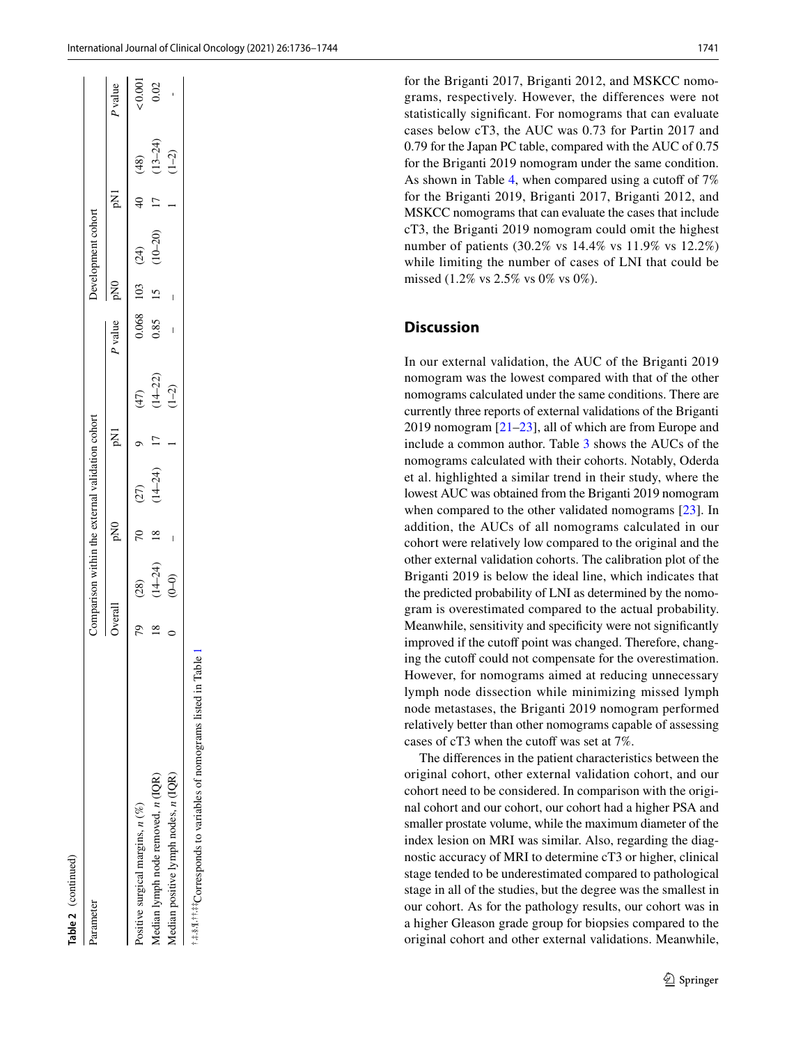**Table 2** (continued)

| Parameter | Comparison within the external validation cohort | | | | | | | Development cohort | | | | |
|---|---|---|---|---|---|---|---|---|---|---|---|---|
| | Overall | | pN0 | | pN1 | | P value | pN0 | | pN1 | | P value |
| Positive surgical margins, n (%) | 79 | (28) | 70 | (27) | 9 | (47) | 0.068 | 103 | (24) | 40 | (48) | < 0.001 |
| Median lymph node removed, n (IQR) | 18 | (14–24) | 18 | (14–24) | 17 | (14–22) | 0.85 | 15 | (10–20) | 17 | (13–24) | 0.02 |
| Median positive lymph nodes, n (IQR) | 0 | (0–0) | – | | 1 | (1–2) | – | – | | 1 | (1–2) | - |

†,‡,§,¶,††,‡‡Corresponds to variables of nomograms listed in Table 1

for the Briganti 2017, Briganti 2012, and MSKCC nomograms, respectively. However, the differences were not statistically significant. For nomograms that can evaluate cases below cT3, the AUC was 0.73 for Partin 2017 and 0.79 for the Japan PC table, compared with the AUC of 0.75 for the Briganti 2019 nomogram under the same condition. As shown in Table 4, when compared using a cutoff of 7% for the Briganti 2019, Briganti 2017, Briganti 2012, and MSKCC nomograms that can evaluate the cases that include cT3, the Briganti 2019 nomogram could omit the highest number of patients (30.2% vs 14.4% vs 11.9% vs 12.2%) while limiting the number of cases of LNI that could be missed (1.2% vs 2.5% vs 0% vs 0%).

## Discussion

In our external validation, the AUC of the Briganti 2019 nomogram was the lowest compared with that of the other nomograms calculated under the same conditions. There are currently three reports of external validations of the Briganti 2019 nomogram [21–23], all of which are from Europe and include a common author. Table 3 shows the AUCs of the nomograms calculated with their cohorts. Notably, Oderda et al. highlighted a similar trend in their study, where the lowest AUC was obtained from the Briganti 2019 nomogram when compared to the other validated nomograms [23]. In addition, the AUCs of all nomograms calculated in our cohort were relatively low compared to the original and the other external validation cohorts. The calibration plot of the Briganti 2019 is below the ideal line, which indicates that the predicted probability of LNI as determined by the nomogram is overestimated compared to the actual probability. Meanwhile, sensitivity and specificity were not significantly improved if the cutoff point was changed. Therefore, changing the cutoff could not compensate for the overestimation. However, for nomograms aimed at reducing unnecessary lymph node dissection while minimizing missed lymph node metastases, the Briganti 2019 nomogram performed relatively better than other nomograms capable of assessing cases of cT3 when the cutoff was set at 7%.

The differences in the patient characteristics between the original cohort, other external validation cohort, and our cohort need to be considered. In comparison with the original cohort and our cohort, our cohort had a higher PSA and smaller prostate volume, while the maximum diameter of the index lesion on MRI was similar. Also, regarding the diagnostic accuracy of MRI to determine cT3 or higher, clinical stage tended to be underestimated compared to pathological stage in all of the studies, but the degree was the smallest in our cohort. As for the pathology results, our cohort was in a higher Gleason grade group for biopsies compared to the original cohort and other external validations. Meanwhile,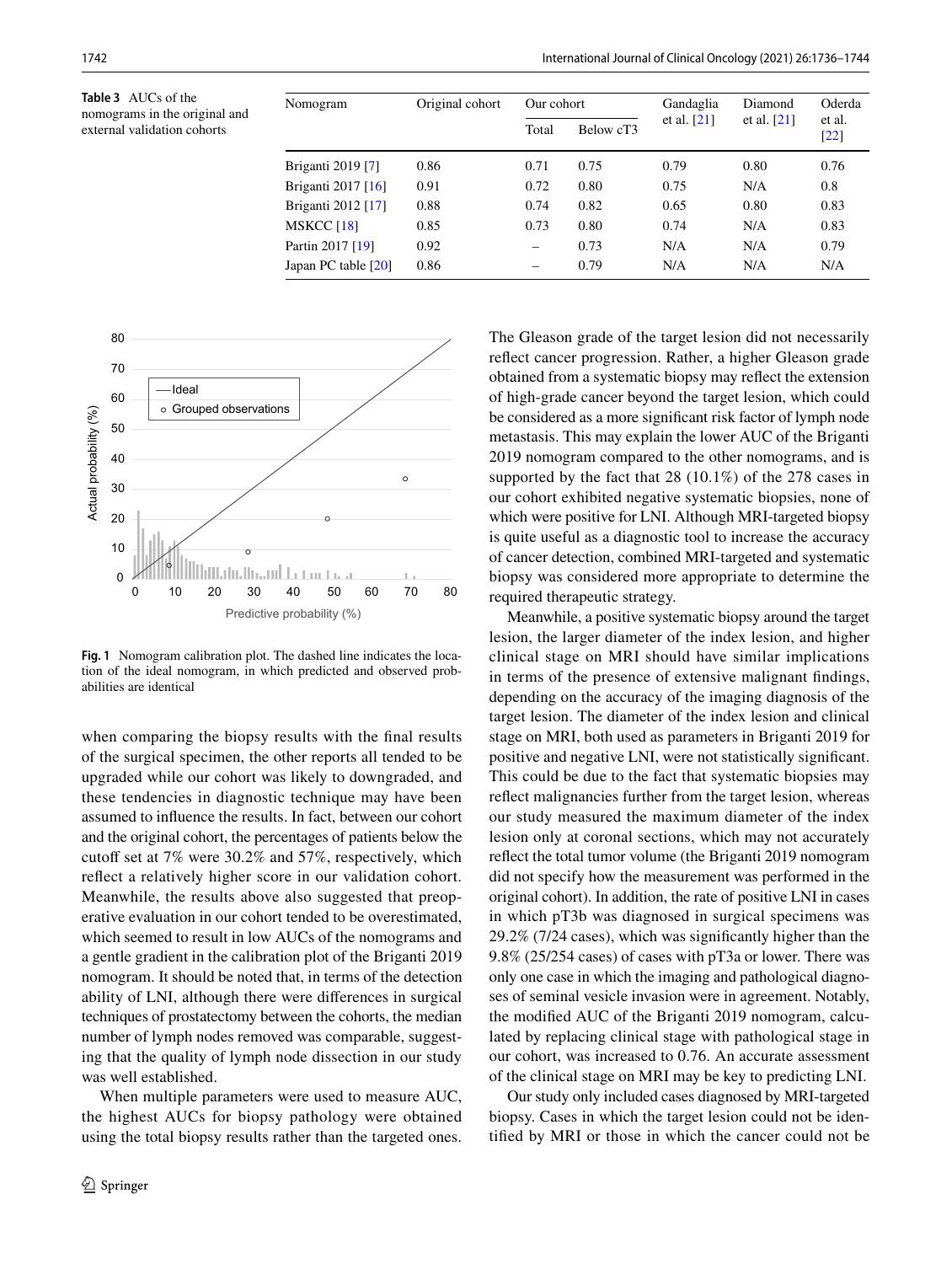**Table 3** AUCs of the nomograms in the original and external validation cohorts

| Nomogram | Original cohort | Our cohort | | Gandaglia et al. [21] | Diamond et al. [21] | Oderda et al. [22] |
|---|---|---|---|---|---|---|
| | | Total | Below cT3 | | | |
| Briganti 2019 [7] | 0.86 | 0.71 | 0.75 | 0.79 | 0.80 | 0.76 |
| Briganti 2017 [16] | 0.91 | 0.72 | 0.80 | 0.75 | N/A | 0.8 |
| Briganti 2012 [17] | 0.88 | 0.74 | 0.82 | 0.65 | 0.80 | 0.83 |
| MSKCC [18] | 0.85 | 0.73 | 0.80 | 0.74 | N/A | 0.83 |
| Partin 2017 [19] | 0.92 | – | 0.73 | N/A | N/A | 0.79 |
| Japan PC table [20] | 0.86 | – | 0.79 | N/A | N/A | N/A |

**Fig. 1** Nomogram calibration plot. The dashed line indicates the location of the ideal nomogram, in which predicted and observed probabilities are identical

when comparing the biopsy results with the final results of the surgical specimen, the other reports all tended to be upgraded while our cohort was likely to downgraded, and these tendencies in diagnostic technique may have been assumed to influence the results. In fact, between our cohort and the original cohort, the percentages of patients below the cutoff set at 7% were 30.2% and 57%, respectively, which reflect a relatively higher score in our validation cohort. Meanwhile, the results above also suggested that preoperative evaluation in our cohort tended to be overestimated, which seemed to result in low AUCs of the nomograms and a gentle gradient in the calibration plot of the Briganti 2019 nomogram. It should be noted that, in terms of the detection ability of LNI, although there were differences in surgical techniques of prostatectomy between the cohorts, the median number of lymph nodes removed was comparable, suggesting that the quality of lymph node dissection in our study was well established.

When multiple parameters were used to measure AUC, the highest AUCs for biopsy pathology were obtained using the total biopsy results rather than the targeted ones. The Gleason grade of the target lesion did not necessarily reflect cancer progression. Rather, a higher Gleason grade obtained from a systematic biopsy may reflect the extension of high-grade cancer beyond the target lesion, which could be considered as a more significant risk factor of lymph node metastasis. This may explain the lower AUC of the Briganti 2019 nomogram compared to the other nomograms, and is supported by the fact that 28 (10.1%) of the 278 cases in our cohort exhibited negative systematic biopsies, none of which were positive for LNI. Although MRI-targeted biopsy is quite useful as a diagnostic tool to increase the accuracy of cancer detection, combined MRI-targeted and systematic biopsy was considered more appropriate to determine the required therapeutic strategy.

Meanwhile, a positive systematic biopsy around the target lesion, the larger diameter of the index lesion, and higher clinical stage on MRI should have similar implications in terms of the presence of extensive malignant findings, depending on the accuracy of the imaging diagnosis of the target lesion. The diameter of the index lesion and clinical stage on MRI, both used as parameters in Briganti 2019 for positive and negative LNI, were not statistically significant. This could be due to the fact that systematic biopsies may reflect malignancies further from the target lesion, whereas our study measured the maximum diameter of the index lesion only at coronal sections, which may not accurately reflect the total tumor volume (the Briganti 2019 nomogram did not specify how the measurement was performed in the original cohort). In addition, the rate of positive LNI in cases in which pT3b was diagnosed in surgical specimens was 29.2% (7/24 cases), which was significantly higher than the 9.8% (25/254 cases) of cases with pT3a or lower. There was only one case in which the imaging and pathological diagnoses of seminal vesicle invasion were in agreement. Notably, the modified AUC of the Briganti 2019 nomogram, calculated by replacing clinical stage with pathological stage in our cohort, was increased to 0.76. An accurate assessment of the clinical stage on MRI may be key to predicting LNI.

Our study only included cases diagnosed by MRI-targeted biopsy. Cases in which the target lesion could not be identified by MRI or those in which the cancer could not be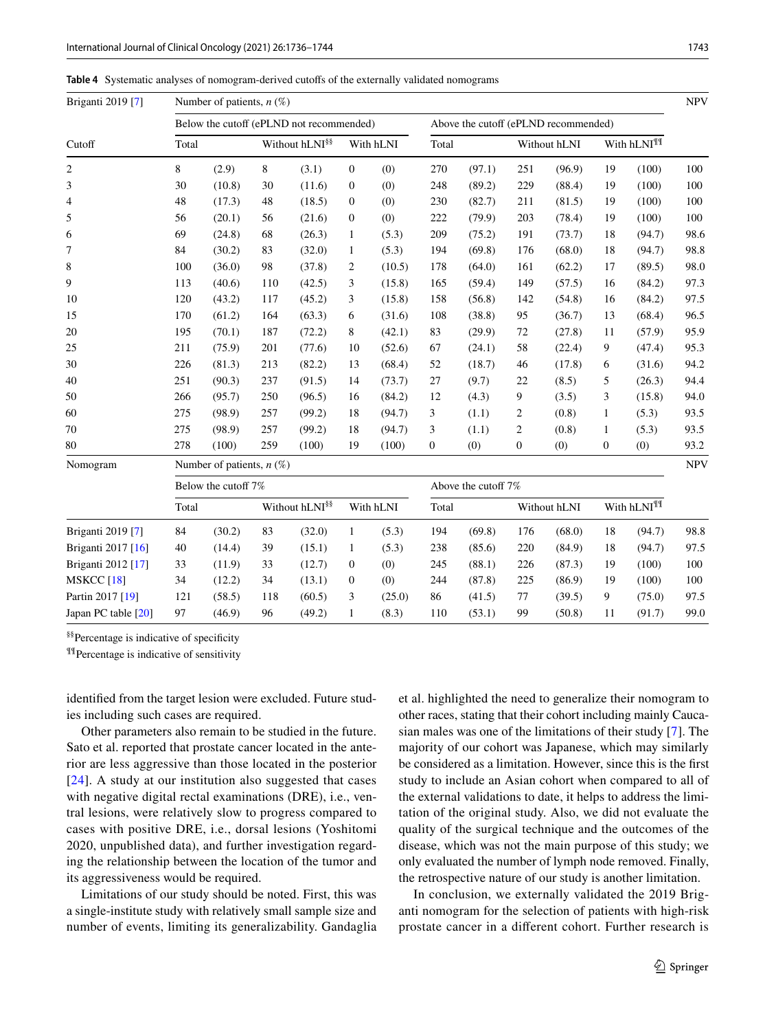**Table 4** Systematic analyses of nomogram-derived cutoffs of the externally validated nomograms

| Briganti 2019 [7] | Number of patients, *n* (%) | | | | | | | | | | | | NPV |
|---|---|---|---|---|---|---|---|---|---|---|---|---|---|
| | Below the cutoff (ePLND not recommended) | | | | | | Above the cutoff (ePLND recommended) | | | | | | |
| Cutoff | Total | | Without hLNI[§§] | | With hLNI | | Total | | Without hLNI | | With hLNI[¶¶] | | |
| 2 | 8 | (2.9) | 8 | (3.1) | 0 | (0) | 270 | (97.1) | 251 | (96.9) | 19 | (100) | 100 |
| 3 | 30 | (10.8) | 30 | (11.6) | 0 | (0) | 248 | (89.2) | 229 | (88.4) | 19 | (100) | 100 |
| 4 | 48 | (17.3) | 48 | (18.5) | 0 | (0) | 230 | (82.7) | 211 | (81.5) | 19 | (100) | 100 |
| 5 | 56 | (20.1) | 56 | (21.6) | 0 | (0) | 222 | (79.9) | 203 | (78.4) | 19 | (100) | 100 |
| 6 | 69 | (24.8) | 68 | (26.3) | 1 | (5.3) | 209 | (75.2) | 191 | (73.7) | 18 | (94.7) | 98.6 |
| 7 | 84 | (30.2) | 83 | (32.0) | 1 | (5.3) | 194 | (69.8) | 176 | (68.0) | 18 | (94.7) | 98.8 |
| 8 | 100 | (36.0) | 98 | (37.8) | 2 | (10.5) | 178 | (64.0) | 161 | (62.2) | 17 | (89.5) | 98.0 |
| 9 | 113 | (40.6) | 110 | (42.5) | 3 | (15.8) | 165 | (59.4) | 149 | (57.5) | 16 | (84.2) | 97.3 |
| 10 | 120 | (43.2) | 117 | (45.2) | 3 | (15.8) | 158 | (56.8) | 142 | (54.8) | 16 | (84.2) | 97.5 |
| 15 | 170 | (61.2) | 164 | (63.3) | 6 | (31.6) | 108 | (38.8) | 95 | (36.7) | 13 | (68.4) | 96.5 |
| 20 | 195 | (70.1) | 187 | (72.2) | 8 | (42.1) | 83 | (29.9) | 72 | (27.8) | 11 | (57.9) | 95.9 |
| 25 | 211 | (75.9) | 201 | (77.6) | 10 | (52.6) | 67 | (24.1) | 58 | (22.4) | 9 | (47.4) | 95.3 |
| 30 | 226 | (81.3) | 213 | (82.2) | 13 | (68.4) | 52 | (18.7) | 46 | (17.8) | 6 | (31.6) | 94.2 |
| 40 | 251 | (90.3) | 237 | (91.5) | 14 | (73.7) | 27 | (9.7) | 22 | (8.5) | 5 | (26.3) | 94.4 |
| 50 | 266 | (95.7) | 250 | (96.5) | 16 | (84.2) | 12 | (4.3) | 9 | (3.5) | 3 | (15.8) | 94.0 |
| 60 | 275 | (98.9) | 257 | (99.2) | 18 | (94.7) | 3 | (1.1) | 2 | (0.8) | 1 | (5.3) | 93.5 |
| 70 | 275 | (98.9) | 257 | (99.2) | 18 | (94.7) | 3 | (1.1) | 2 | (0.8) | 1 | (5.3) | 93.5 |
| 80 | 278 | (100) | 259 | (100) | 19 | (100) | 0 | (0) | 0 | (0) | 0 | (0) | 93.2 |
| **Nomogram** | Number of patients, *n* (%) | | | | | | | | | | | | NPV |
| | Below the cutoff 7% | | | | | | Above the cutoff 7% | | | | | | |
| | Total | | Without hLNI[§§] | | With hLNI | | Total | | Without hLNI | | With hLNI[¶¶] | | |
| Briganti 2019 [7] | 84 | (30.2) | 83 | (32.0) | 1 | (5.3) | 194 | (69.8) | 176 | (68.0) | 18 | (94.7) | 98.8 |
| Briganti 2017 [16] | 40 | (14.4) | 39 | (15.1) | 1 | (5.3) | 238 | (85.6) | 220 | (84.9) | 18 | (94.7) | 97.5 |
| Briganti 2012 [17] | 33 | (11.9) | 33 | (12.7) | 0 | (0) | 245 | (88.1) | 226 | (87.3) | 19 | (100) | 100 |
| MSKCC [18] | 34 | (12.2) | 34 | (13.1) | 0 | (0) | 244 | (87.8) | 225 | (86.9) | 19 | (100) | 100 |
| Partin 2017 [19] | 121 | (58.5) | 118 | (60.5) | 3 | (25.0) | 86 | (41.5) | 77 | (39.5) | 9 | (75.0) | 97.5 |
| Japan PC table [20] | 97 | (46.9) | 96 | (49.2) | 1 | (8.3) | 110 | (53.1) | 99 | (50.8) | 11 | (91.7) | 99.0 |

[§§]Percentage is indicative of specificity

[¶¶]Percentage is indicative of sensitivity

identified from the target lesion were excluded. Future studies including such cases are required.

Other parameters also remain to be studied in the future. Sato et al. reported that prostate cancer located in the anterior are less aggressive than those located in the posterior [24]. A study at our institution also suggested that cases with negative digital rectal examinations (DRE), i.e., ventral lesions, were relatively slow to progress compared to cases with positive DRE, i.e., dorsal lesions (Yoshitomi 2020, unpublished data), and further investigation regarding the relationship between the location of the tumor and its aggressiveness would be required.

Limitations of our study should be noted. First, this was a single-institute study with relatively small sample size and number of events, limiting its generalizability. Gandaglia et al. highlighted the need to generalize their nomogram to other races, stating that their cohort including mainly Caucasian males was one of the limitations of their study [7]. The majority of our cohort was Japanese, which may similarly be considered as a limitation. However, since this is the first study to include an Asian cohort when compared to all of the external validations to date, it helps to address the limitation of the original study. Also, we did not evaluate the quality of the surgical technique and the outcomes of the disease, which was not the main purpose of this study; we only evaluated the number of lymph node removed. Finally, the retrospective nature of our study is another limitation.

In conclusion, we externally validated the 2019 Briganti nomogram for the selection of patients with high-risk prostate cancer in a different cohort. Further research is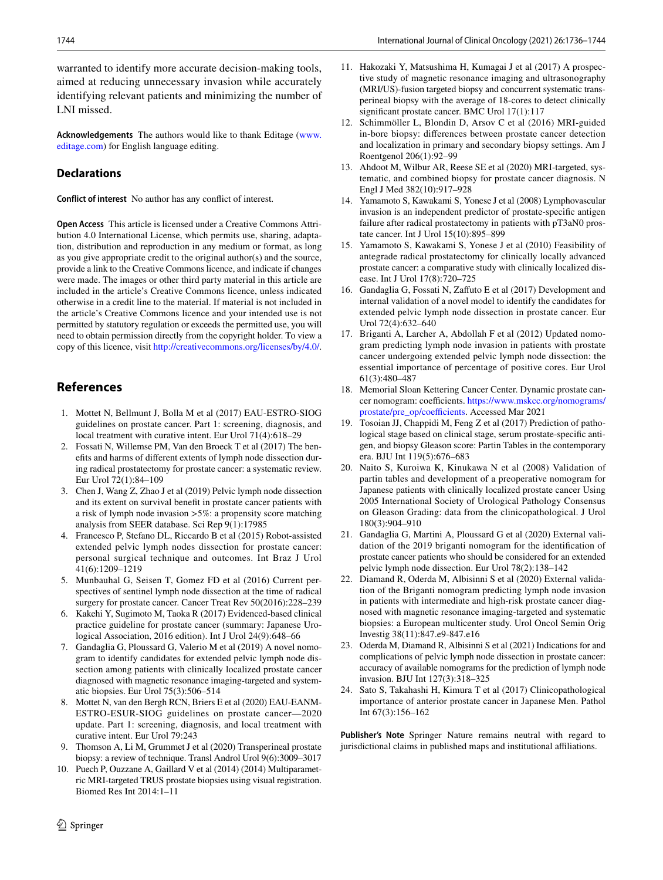warranted to identify more accurate decision-making tools, aimed at reducing unnecessary invasion while accurately identifying relevant patients and minimizing the number of LNI missed.

**Acknowledgements** The authors would like to thank Editage (www.editage.com) for English language editing.

## Declarations

**Conflict of interest** No author has any conflict of interest.

**Open Access** This article is licensed under a Creative Commons Attribution 4.0 International License, which permits use, sharing, adaptation, distribution and reproduction in any medium or format, as long as you give appropriate credit to the original author(s) and the source, provide a link to the Creative Commons licence, and indicate if changes were made. The images or other third party material in this article are included in the article's Creative Commons licence, unless indicated otherwise in a credit line to the material. If material is not included in the article's Creative Commons licence and your intended use is not permitted by statutory regulation or exceeds the permitted use, you will need to obtain permission directly from the copyright holder. To view a copy of this licence, visit http://creativecommons.org/licenses/by/4.0/.

## References

1. Mottet N, Bellmunt J, Bolla M et al (2017) EAU-ESTRO-SIOG guidelines on prostate cancer. Part 1: screening, diagnosis, and local treatment with curative intent. Eur Urol 71(4):618–29
2. Fossati N, Willemse PM, Van den Broeck T et al (2017) The benefits and harms of different extents of lymph node dissection during radical prostatectomy for prostate cancer: a systematic review. Eur Urol 72(1):84–109
3. Chen J, Wang Z, Zhao J et al (2019) Pelvic lymph node dissection and its extent on survival benefit in prostate cancer patients with a risk of lymph node invasion >5%: a propensity score matching analysis from SEER database. Sci Rep 9(1):17985
4. Francesco P, Stefano DL, Riccardo B et al (2015) Robot-assisted extended pelvic lymph nodes dissection for prostate cancer: personal surgical technique and outcomes. Int Braz J Urol 41(6):1209–1219
5. Munbauhal G, Seisen T, Gomez FD et al (2016) Current perspectives of sentinel lymph node dissection at the time of radical surgery for prostate cancer. Cancer Treat Rev 50(2016):228–239
6. Kakehi Y, Sugimoto M, Taoka R (2017) Evidenced-based clinical practice guideline for prostate cancer (summary: Japanese Urological Association, 2016 edition). Int J Urol 24(9):648–66
7. Gandaglia G, Ploussard G, Valerio M et al (2019) A novel nomogram to identify candidates for extended pelvic lymph node dissection among patients with clinically localized prostate cancer diagnosed with magnetic resonance imaging-targeted and systematic biopsies. Eur Urol 75(3):506–514
8. Mottet N, van den Bergh RCN, Briers E et al (2020) EAU-EANM-ESTRO-ESUR-SIOG guidelines on prostate cancer—2020 update. Part 1: screening, diagnosis, and local treatment with curative intent. Eur Urol 79:243
9. Thomson A, Li M, Grummet J et al (2020) Transperineal prostate biopsy: a review of technique. Transl Androl Urol 9(6):3009–3017
10. Puech P, Ouzzane A, Gaillard V et al (2014) (2014) Multiparametric MRI-targeted TRUS prostate biopsies using visual registration. Biomed Res Int 2014:1–11
11. Hakozaki Y, Matsushima H, Kumagai J et al (2017) A prospective study of magnetic resonance imaging and ultrasonography (MRI/US)-fusion targeted biopsy and concurrent systematic transperineal biopsy with the average of 18-cores to detect clinically significant prostate cancer. BMC Urol 17(1):117
12. Schimmöller L, Blondin D, Arsov C et al (2016) MRI-guided in-bore biopsy: differences between prostate cancer detection and localization in primary and secondary biopsy settings. Am J Roentgenol 206(1):92–99
13. Ahdoot M, Wilbur AR, Reese SE et al (2020) MRI-targeted, systematic, and combined biopsy for prostate cancer diagnosis. N Engl J Med 382(10):917–928
14. Yamamoto S, Kawakami S, Yonese J et al (2008) Lymphovascular invasion is an independent predictor of prostate-specific antigen failure after radical prostatectomy in patients with pT3aN0 prostate cancer. Int J Urol 15(10):895–899
15. Yamamoto S, Kawakami S, Yonese J et al (2010) Feasibility of antegrade radical prostatectomy for clinically locally advanced prostate cancer: a comparative study with clinically localized disease. Int J Urol 17(8):720–725
16. Gandaglia G, Fossati N, Zaffuto E et al (2017) Development and internal validation of a novel model to identify the candidates for extended pelvic lymph node dissection in prostate cancer. Eur Urol 72(4):632–640
17. Briganti A, Larcher A, Abdollah F et al (2012) Updated nomogram predicting lymph node invasion in patients with prostate cancer undergoing extended pelvic lymph node dissection: the essential importance of percentage of positive cores. Eur Urol 61(3):480–487
18. Memorial Sloan Kettering Cancer Center. Dynamic prostate cancer nomogram: coefficients. https://www.mskcc.org/nomograms/prostate/pre_op/coefficients. Accessed Mar 2021
19. Tosoian JJ, Chappidi M, Feng Z et al (2017) Prediction of pathological stage based on clinical stage, serum prostate-specific antigen, and biopsy Gleason score: Partin Tables in the contemporary era. BJU Int 119(5):676–683
20. Naito S, Kuroiwa K, Kinukawa N et al (2008) Validation of partin tables and development of a preoperative nomogram for Japanese patients with clinically localized prostate cancer Using 2005 International Society of Urological Pathology Consensus on Gleason Grading: data from the clinicopathological. J Urol 180(3):904–910
21. Gandaglia G, Martini A, Ploussard G et al (2020) External validation of the 2019 briganti nomogram for the identification of prostate cancer patients who should be considered for an extended pelvic lymph node dissection. Eur Urol 78(2):138–142
22. Diamand R, Oderda M, Albisinni S et al (2020) External validation of the Briganti nomogram predicting lymph node invasion in patients with intermediate and high-risk prostate cancer diagnosed with magnetic resonance imaging-targeted and systematic biopsies: a European multicenter study. Urol Oncol Semin Orig Investig 38(11):847.e9-847.e16
23. Oderda M, Diamand R, Albisinni S et al (2021) Indications for and complications of pelvic lymph node dissection in prostate cancer: accuracy of available nomograms for the prediction of lymph node invasion. BJU Int 127(3):318–325
24. Sato S, Takahashi H, Kimura T et al (2017) Clinicopathological importance of anterior prostate cancer in Japanese Men. Pathol Int 67(3):156–162

**Publisher's Note** Springer Nature remains neutral with regard to jurisdictional claims in published maps and institutional affiliations.